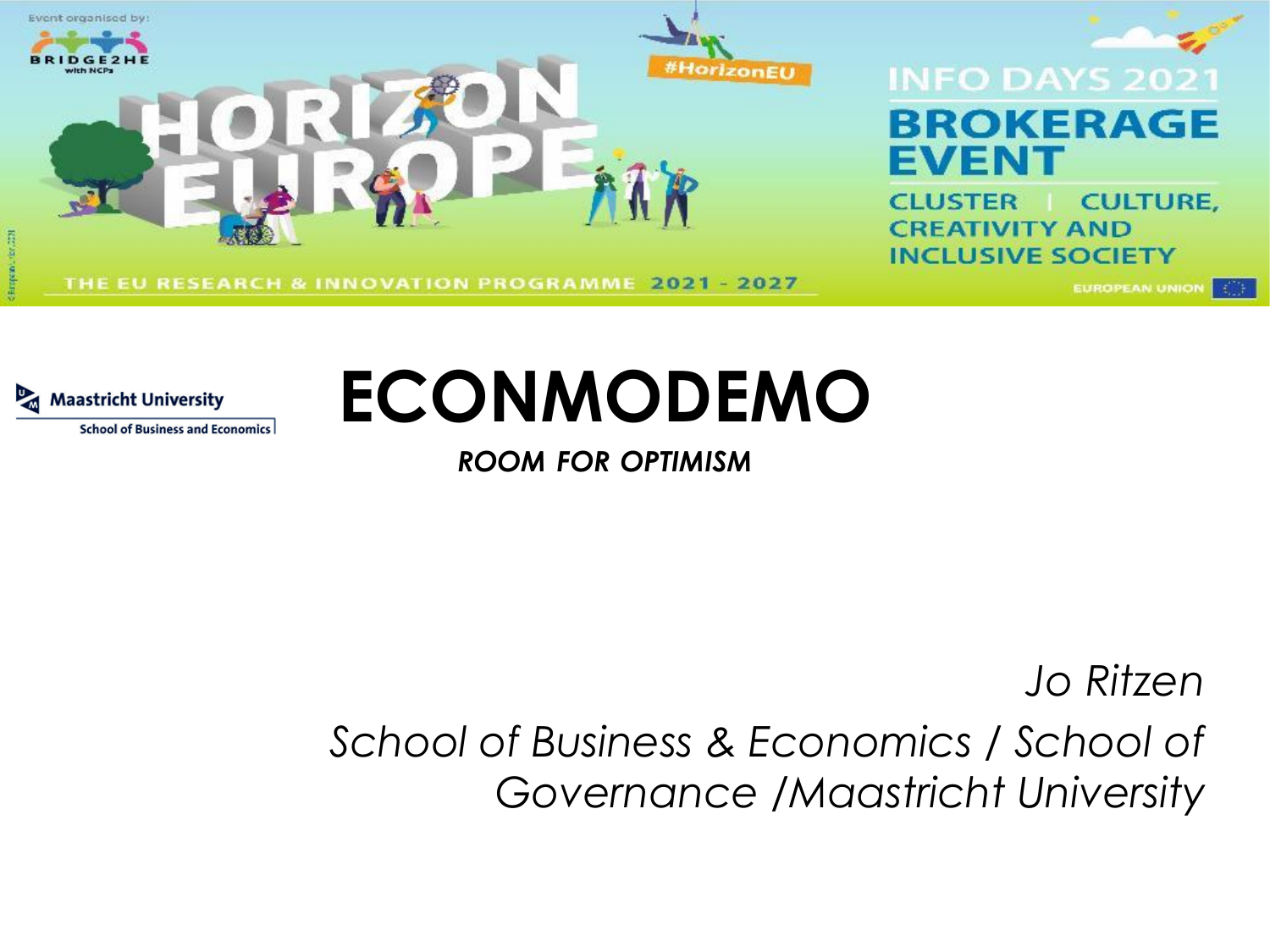Event organised by: BRIDGE2HE with NCPs

HORIZON EUROPE

#HorizonEU

THE EU RESEARCH & INNOVATION PROGRAMME 2021 - 2027

INFO DAYS 2021

BROKERAGE EVENT

CLUSTER | CULTURE, CREATIVITY AND INCLUSIVE SOCIETY

EUROPEAN UNION

Maastricht University
School of Business and Economics

# ECONMODEMO

***ROOM FOR OPTIMISM***

*Jo Ritzen*

*School of Business & Economics / School of Governance /Maastricht University*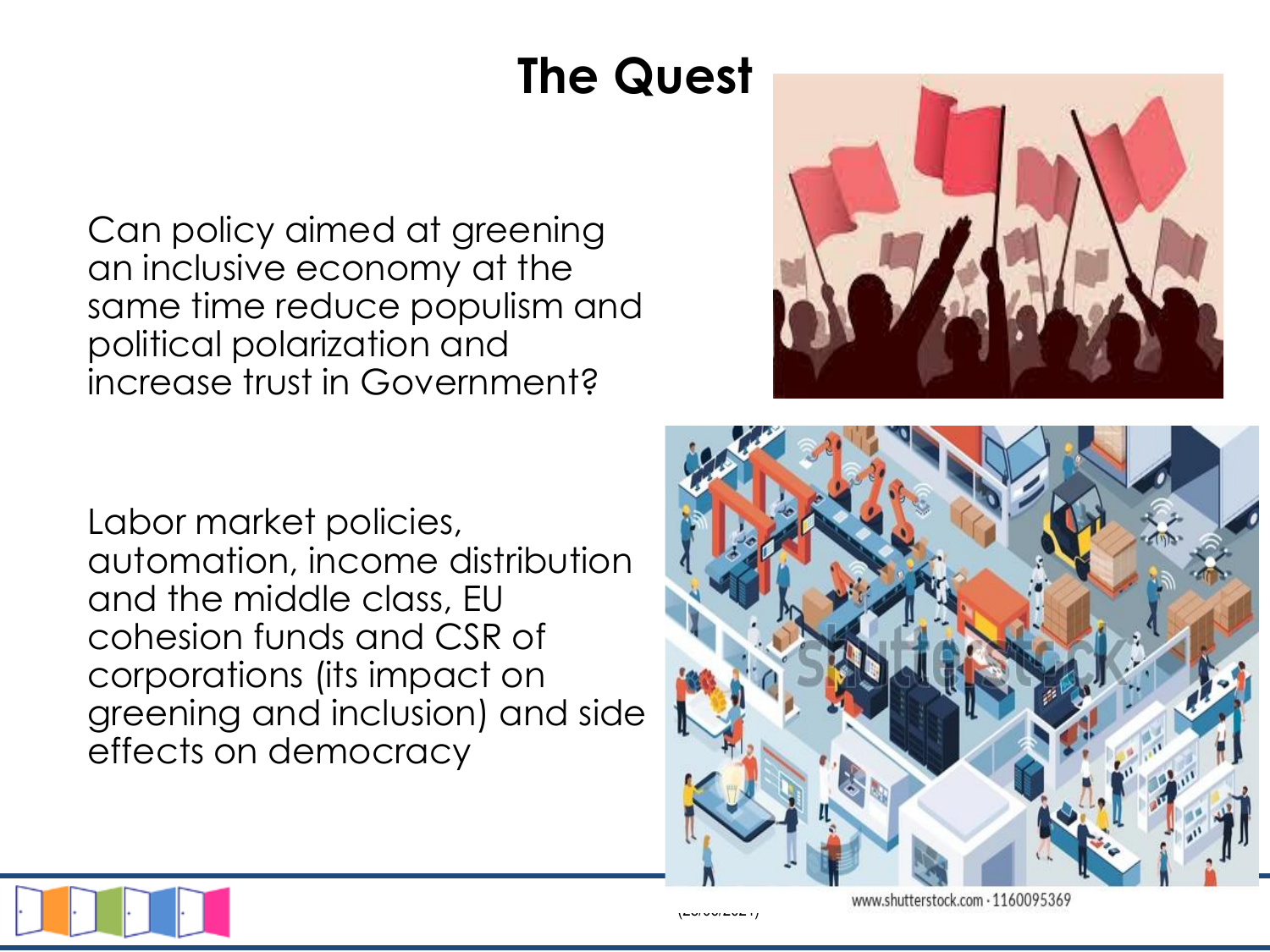# The Quest

Can policy aimed at greening an inclusive economy at the same time reduce populism and political polarization and increase trust in Government?

Labor market policies, automation, income distribution and the middle class, EU cohesion funds and CSR of corporations (its impact on greening and inclusion) and side effects on democracy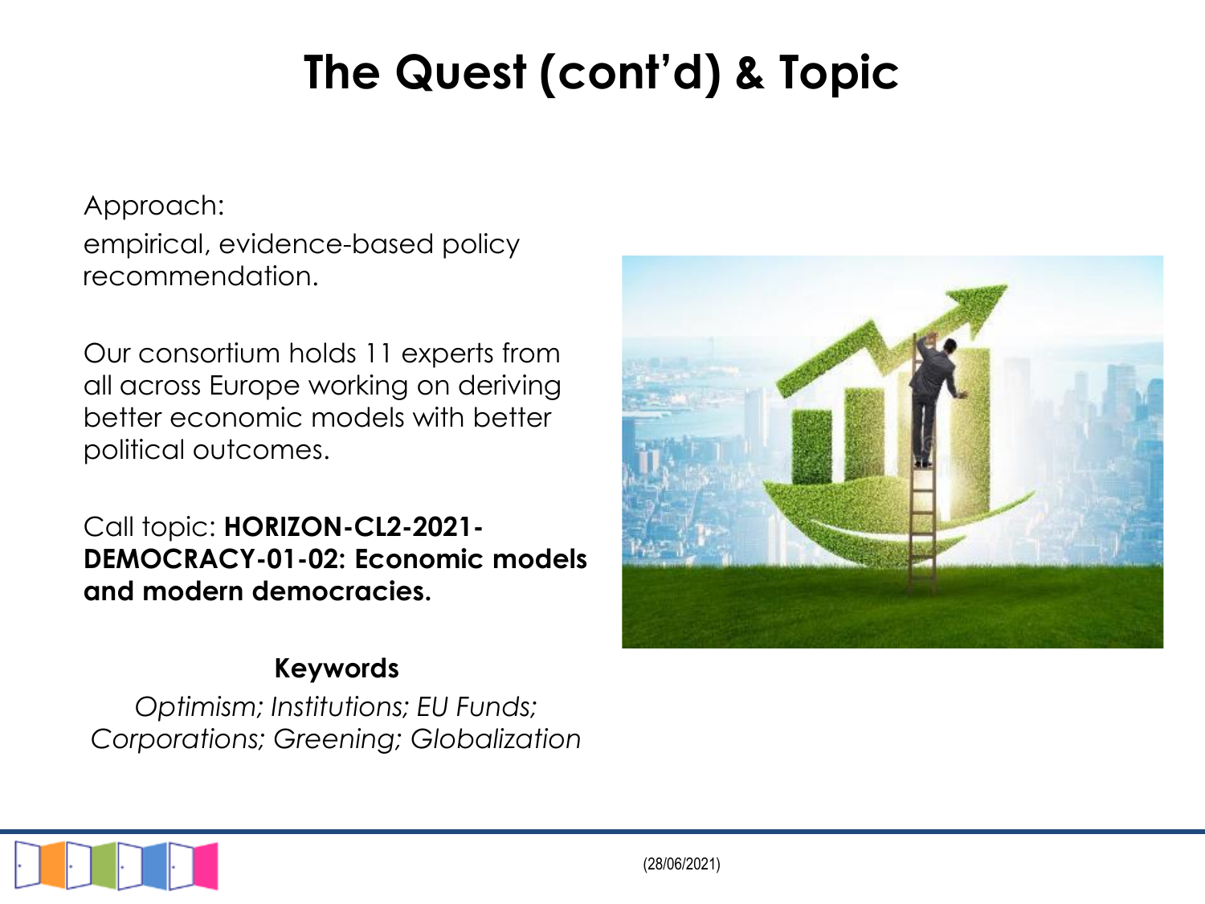# The Quest (cont'd) & Topic

Approach:

empirical, evidence-based policy recommendation.

Our consortium holds 11 experts from all across Europe working on deriving better economic models with better political outcomes.

Call topic: **HORIZON-CL2-2021-DEMOCRACY-01-02: Economic models and modern democracies.**

**Keywords**

*Optimism; Institutions; EU Funds; Corporations; Greening; Globalization*

(28/06/2021)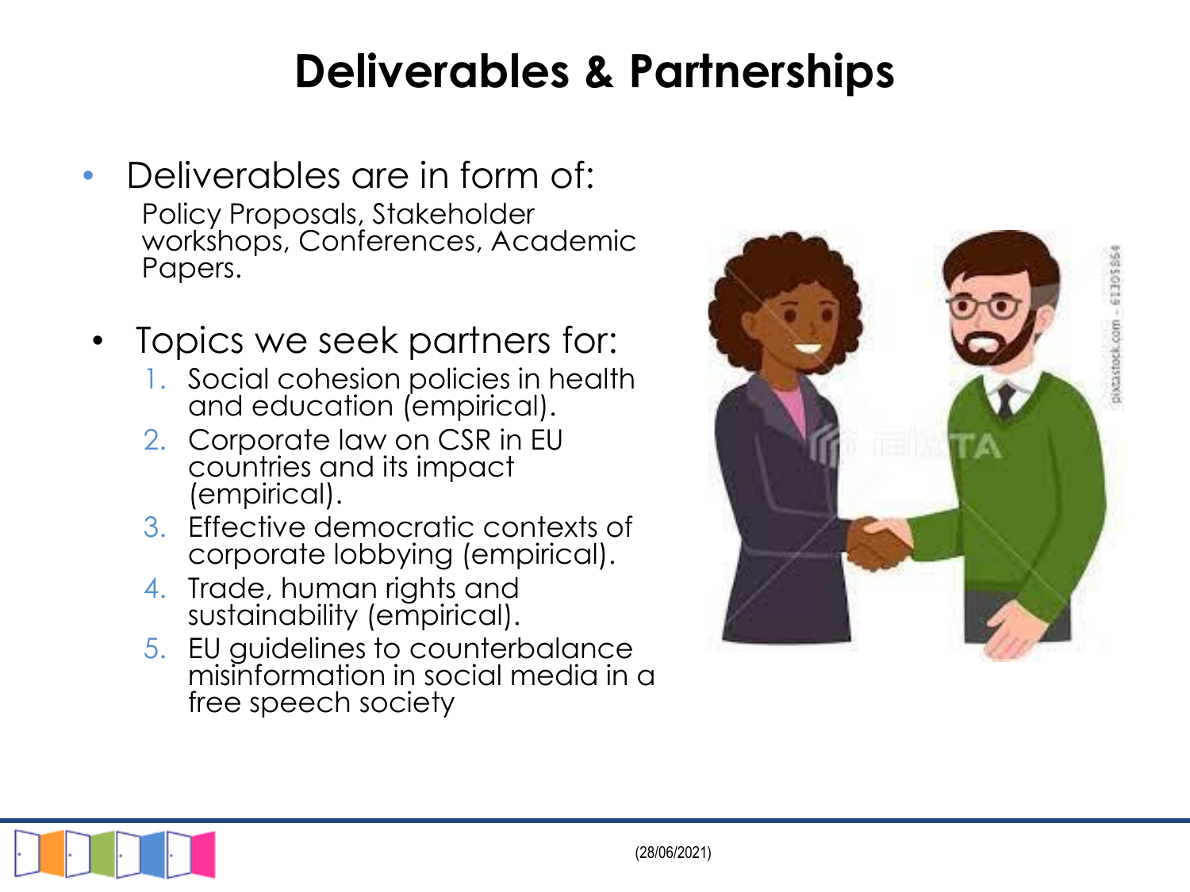# Deliverables & Partnerships

- Deliverables are in form of:
  Policy Proposals, Stakeholder workshops, Conferences, Academic Papers.

- Topics we seek partners for:
  1. Social cohesion policies in health and education (empirical).
  2. Corporate law on CSR in EU countries and its impact (empirical).
  3. Effective democratic contexts of corporate lobbying (empirical).
  4. Trade, human rights and sustainability (empirical).
  5. EU guidelines to counterbalance misinformation in social media in a free speech society

(28/06/2021)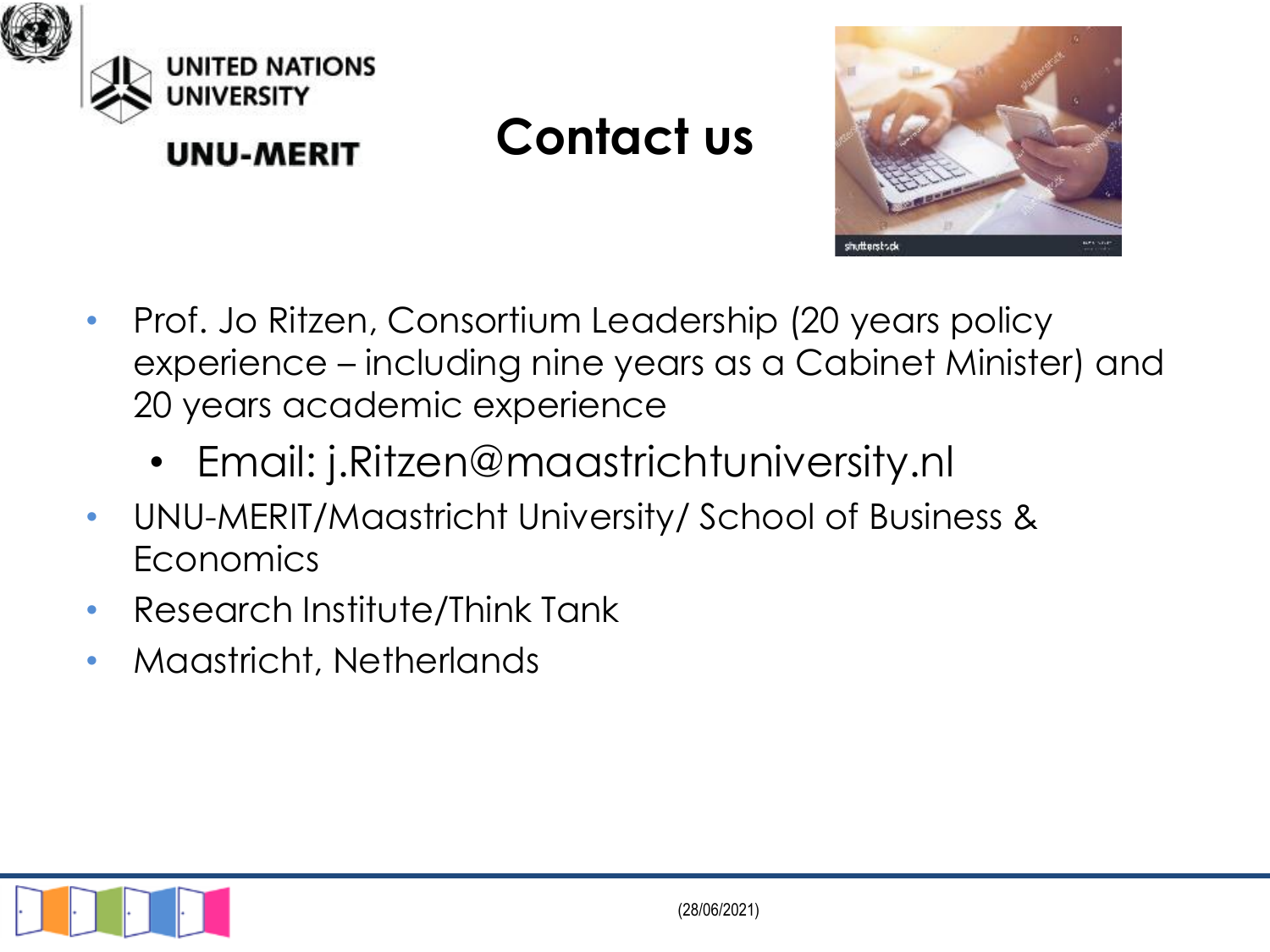UNITED NATIONS UNIVERSITY

UNU-MERIT

# Contact us

- Prof. Jo Ritzen, Consortium Leadership (20 years policy experience – including nine years as a Cabinet Minister) and 20 years academic experience
  - Email: j.Ritzen@maastrichtuniversity.nl
- UNU-MERIT/Maastricht University/ School of Business & Economics
- Research Institute/Think Tank
- Maastricht, Netherlands

(28/06/2021)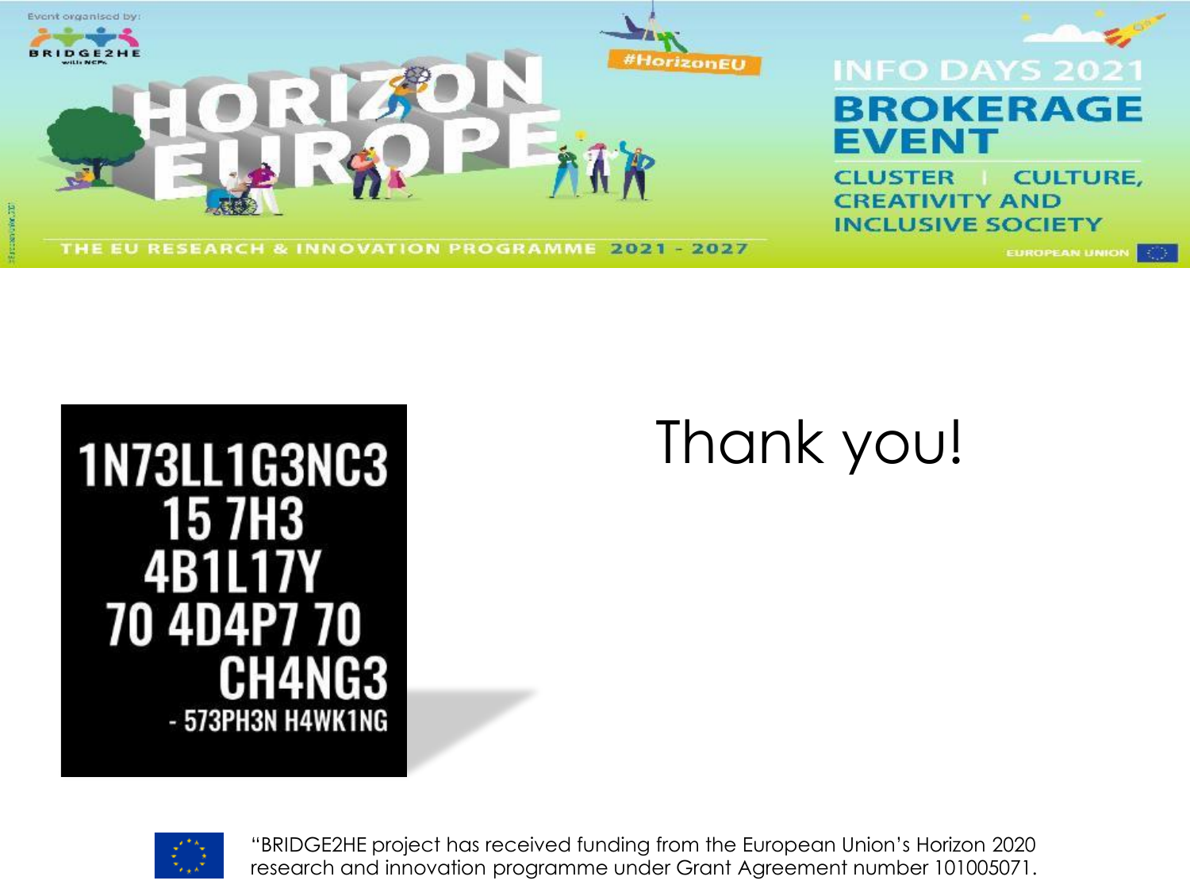Event organised by: BRIDGE2HE with NCPs

HORIZON EUROPE

#HorizonEU

THE EU RESEARCH & INNOVATION PROGRAMME 2021 - 2027

INFO DAYS 2021

BROKERAGE EVENT

CLUSTER | CULTURE, CREATIVITY AND INCLUSIVE SOCIETY

EUROPEAN UNION

1N73LL1G3NC3 15 7H3 4B1L17Y 70 4D4P7 70 CH4NG3

\- 573PH3N H4WK1NG

# Thank you!

"BRIDGE2HE project has received funding from the European Union's Horizon 2020 research and innovation programme under Grant Agreement number 101005071.